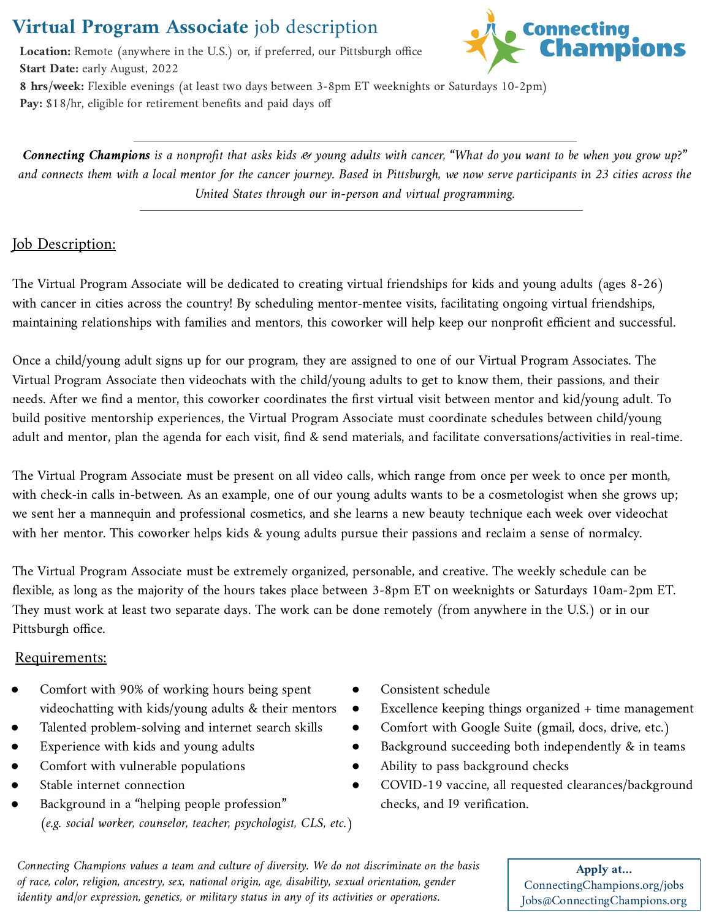# **Virtual Program Associate** job description

**Location:** Remote (anywhere in the U.S.) or, if preferred, our Pittsburgh office
**Start Date:** early August, 2022
**8 hrs/week:** Flexible evenings (at least two days between 3-8pm ET weeknights or Saturdays 10-2pm)
**Pay:** $18/hr, eligible for retirement benefits and paid days off

Connecting Champions

---

*__Connecting Champions__ is a nonprofit that asks kids & young adults with cancer, "What do you want to be when you grow up?" and connects them with a local mentor for the cancer journey. Based in Pittsburgh, we now serve participants in 23 cities across the United States through our in-person and virtual programming.*

---

## Job Description:

The Virtual Program Associate will be dedicated to creating virtual friendships for kids and young adults (ages 8-26) with cancer in cities across the country! By scheduling mentor-mentee visits, facilitating ongoing virtual friendships, maintaining relationships with families and mentors, this coworker will help keep our nonprofit efficient and successful.

Once a child/young adult signs up for our program, they are assigned to one of our Virtual Program Associates. The Virtual Program Associate then videochats with the child/young adults to get to know them, their passions, and their needs. After we find a mentor, this coworker coordinates the first virtual visit between mentor and kid/young adult. To build positive mentorship experiences, the Virtual Program Associate must coordinate schedules between child/young adult and mentor, plan the agenda for each visit, find & send materials, and facilitate conversations/activities in real-time.

The Virtual Program Associate must be present on all video calls, which range from once per week to once per month, with check-in calls in-between. As an example, one of our young adults wants to be a cosmetologist when she grows up; we sent her a mannequin and professional cosmetics, and she learns a new beauty technique each week over videochat with her mentor. This coworker helps kids & young adults pursue their passions and reclaim a sense of normalcy.

The Virtual Program Associate must be extremely organized, personable, and creative. The weekly schedule can be flexible, as long as the majority of the hours takes place between 3-8pm ET on weeknights or Saturdays 10am-2pm ET. They must work at least two separate days. The work can be done remotely (from anywhere in the U.S.) or in our Pittsburgh office.

## Requirements:

- Comfort with 90% of working hours being spent videochatting with kids/young adults & their mentors
- Talented problem-solving and internet search skills
- Experience with kids and young adults
- Comfort with vulnerable populations
- Stable internet connection
- Background in a "helping people profession" (*e.g. social worker, counselor, teacher, psychologist, CLS, etc.*)
- Consistent schedule
- Excellence keeping things organized + time management
- Comfort with Google Suite (gmail, docs, drive, etc.)
- Background succeeding both independently & in teams
- Ability to pass background checks
- COVID-19 vaccine, all requested clearances/background checks, and I9 verification.

*Connecting Champions values a team and culture of diversity. We do not discriminate on the basis of race, color, religion, ancestry, sex, national origin, age, disability, sexual orientation, gender identity and/or expression, genetics, or military status in any of its activities or operations.*

**Apply at...**
ConnectingChampions.org/jobs
Jobs@ConnectingChampions.org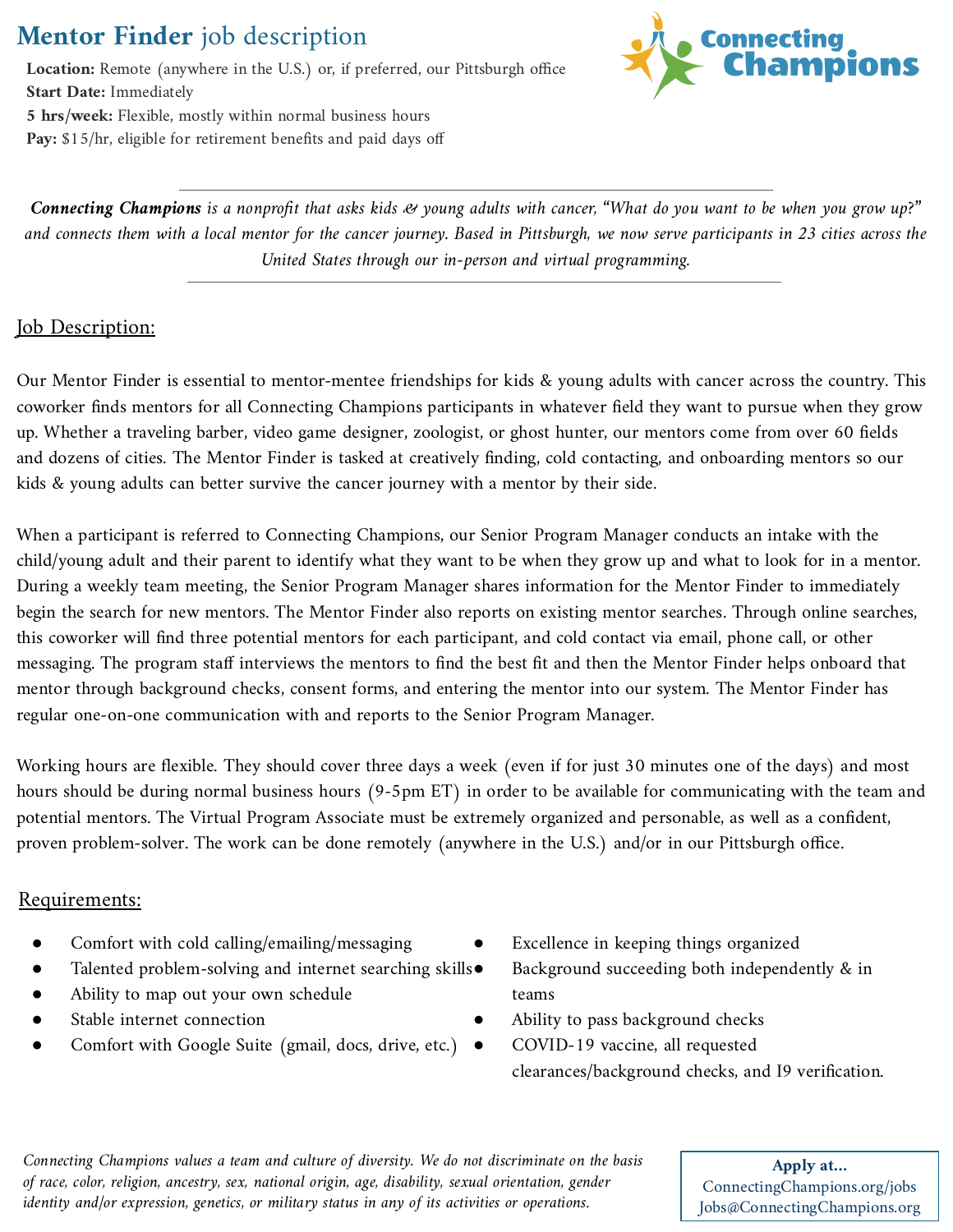# **Mentor Finder** job description

**Location:** Remote (anywhere in the U.S.) or, if preferred, our Pittsburgh office
**Start Date:** Immediately
**5 hrs/week:** Flexible, mostly within normal business hours
**Pay:** $15/hr, eligible for retirement benefits and paid days off

Connecting Champions

---

*__Connecting Champions__ is a nonprofit that asks kids & young adults with cancer, "What do you want to be when you grow up?" and connects them with a local mentor for the cancer journey. Based in Pittsburgh, we now serve participants in 23 cities across the United States through our in-person and virtual programming.*

---

## Job Description:

Our Mentor Finder is essential to mentor-mentee friendships for kids & young adults with cancer across the country. This coworker finds mentors for all Connecting Champions participants in whatever field they want to pursue when they grow up. Whether a traveling barber, video game designer, zoologist, or ghost hunter, our mentors come from over 60 fields and dozens of cities. The Mentor Finder is tasked at creatively finding, cold contacting, and onboarding mentors so our kids & young adults can better survive the cancer journey with a mentor by their side.

When a participant is referred to Connecting Champions, our Senior Program Manager conducts an intake with the child/young adult and their parent to identify what they want to be when they grow up and what to look for in a mentor. During a weekly team meeting, the Senior Program Manager shares information for the Mentor Finder to immediately begin the search for new mentors. The Mentor Finder also reports on existing mentor searches. Through online searches, this coworker will find three potential mentors for each participant, and cold contact via email, phone call, or other messaging. The program staff interviews the mentors to find the best fit and then the Mentor Finder helps onboard that mentor through background checks, consent forms, and entering the mentor into our system. The Mentor Finder has regular one-on-one communication with and reports to the Senior Program Manager.

Working hours are flexible. They should cover three days a week (even if for just 30 minutes one of the days) and most hours should be during normal business hours (9-5pm ET) in order to be available for communicating with the team and potential mentors. The Virtual Program Associate must be extremely organized and personable, as well as a confident, proven problem-solver. The work can be done remotely (anywhere in the U.S.) and/or in our Pittsburgh office.

## Requirements:

- Comfort with cold calling/emailing/messaging
- Talented problem-solving and internet searching skills
- Ability to map out your own schedule
- Stable internet connection
- Comfort with Google Suite (gmail, docs, drive, etc.)
- Excellence in keeping things organized
- Background succeeding both independently & in teams
- Ability to pass background checks
- COVID-19 vaccine, all requested clearances/background checks, and I9 verification.

*Connecting Champions values a team and culture of diversity. We do not discriminate on the basis of race, color, religion, ancestry, sex, national origin, age, disability, sexual orientation, gender identity and/or expression, genetics, or military status in any of its activities or operations.*

**Apply at...**
ConnectingChampions.org/jobs
Jobs@ConnectingChampions.org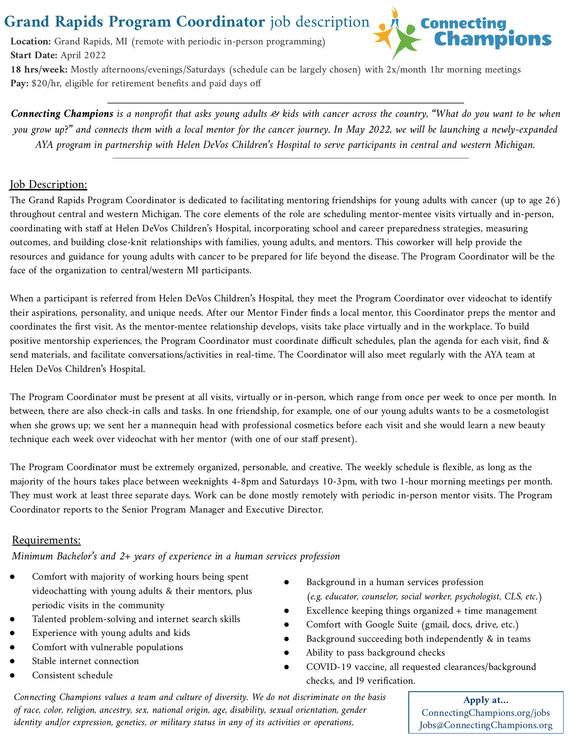# **Grand Rapids Program Coordinator** job description

Connecting Champions

**Location:** Grand Rapids, MI (remote with periodic in-person programming)
**Start Date:** April 2022
**18 hrs/week:** Mostly afternoons/evenings/Saturdays (schedule can be largely chosen) with 2x/month 1hr morning meetings
**Pay:** $20/hr, eligible for retirement benefits and paid days off

---

***Connecting Champions** is a nonprofit that asks young adults & kids with cancer across the country, "What do you want to be when you grow up?" and connects them with a local mentor for the cancer journey. In May 2022, we will be launching a newly-expanded AYA program in partnership with Helen DeVos Children's Hospital to serve participants in central and western Michigan.*

---

## Job Description:

The Grand Rapids Program Coordinator is dedicated to facilitating mentoring friendships for young adults with cancer (up to age 26) throughout central and western Michigan. The core elements of the role are scheduling mentor-mentee visits virtually and in-person, coordinating with staff at Helen DeVos Children's Hospital, incorporating school and career preparedness strategies, measuring outcomes, and building close-knit relationships with families, young adults, and mentors. This coworker will help provide the resources and guidance for young adults with cancer to be prepared for life beyond the disease. The Program Coordinator will be the face of the organization to central/western MI participants.

When a participant is referred from Helen DeVos Children's Hospital, they meet the Program Coordinator over videochat to identify their aspirations, personality, and unique needs. After our Mentor Finder finds a local mentor, this Coordinator preps the mentor and coordinates the first visit. As the mentor-mentee relationship develops, visits take place virtually and in the workplace. To build positive mentorship experiences, the Program Coordinator must coordinate difficult schedules, plan the agenda for each visit, find & send materials, and facilitate conversations/activities in real-time. The Coordinator will also meet regularly with the AYA team at Helen DeVos Children's Hospital.

The Program Coordinator must be present at all visits, virtually or in-person, which range from once per week to once per month. In between, there are also check-in calls and tasks. In one friendship, for example, one of our young adults wants to be a cosmetologist when she grows up; we sent her a mannequin head with professional cosmetics before each visit and she would learn a new beauty technique each week over videochat with her mentor (with one of our staff present).

The Program Coordinator must be extremely organized, personable, and creative. The weekly schedule is flexible, as long as the majority of the hours takes place between weeknights 4-8pm and Saturdays 10-3pm, with two 1-hour morning meetings per month. They must work at least three separate days. Work can be done mostly remotely with periodic in-person mentor visits. The Program Coordinator reports to the Senior Program Manager and Executive Director.

## Requirements:

*Minimum Bachelor's and 2+ years of experience in a human services profession*

- Comfort with majority of working hours being spent videochatting with young adults & their mentors, plus periodic visits in the community
- Talented problem-solving and internet search skills
- Experience with young adults and kids
- Comfort with vulnerable populations
- Stable internet connection
- Consistent schedule
- Background in a human services profession (*e.g. educator, counselor, social worker, psychologist, CLS, etc.*)
- Excellence keeping things organized + time management
- Comfort with Google Suite (gmail, docs, drive, etc.)
- Background succeeding both independently & in teams
- Ability to pass background checks
- COVID-19 vaccine, all requested clearances/background checks, and I9 verification.

*Connecting Champions values a team and culture of diversity. We do not discriminate on the basis of race, color, religion, ancestry, sex, national origin, age, disability, sexual orientation, gender identity and/or expression, genetics, or military status in any of its activities or operations.*

**Apply at...**
ConnectingChampions.org/jobs
Jobs@ConnectingChampions.org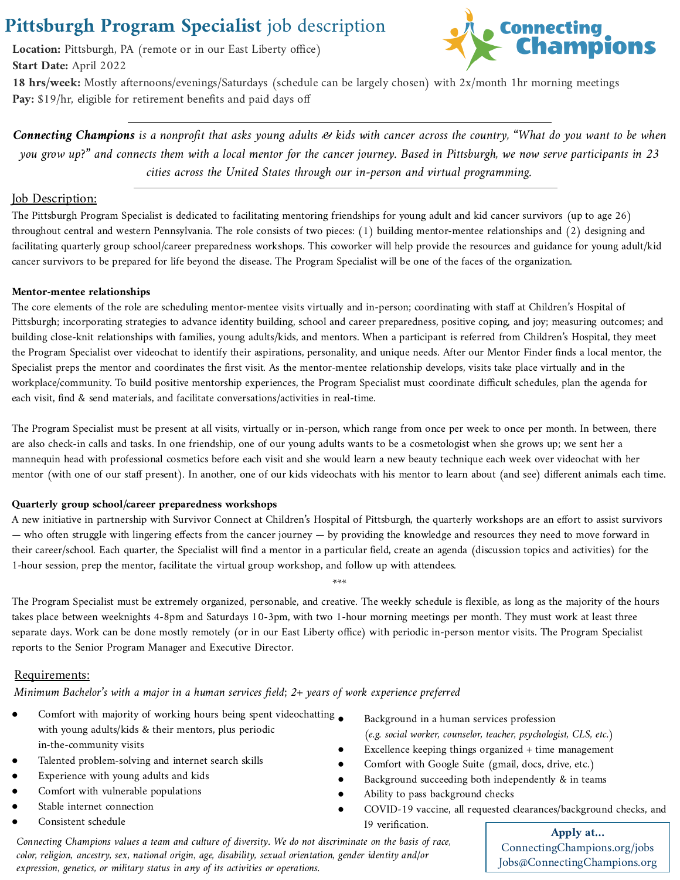# **Pittsburgh Program Specialist** job description

**Location:** Pittsburgh, PA (remote or in our East Liberty office)
**Start Date:** April 2022
**18 hrs/week:** Mostly afternoons/evenings/Saturdays (schedule can be largely chosen) with 2x/month 1hr morning meetings
**Pay:** $19/hr, eligible for retirement benefits and paid days off

---

***Connecting Champions*** *is a nonprofit that asks young adults & kids with cancer across the country, "What do you want to be when you grow up?" and connects them with a local mentor for the cancer journey. Based in Pittsburgh, we now serve participants in 23 cities across the United States through our in-person and virtual programming.*

---

## Job Description:

The Pittsburgh Program Specialist is dedicated to facilitating mentoring friendships for young adult and kid cancer survivors (up to age 26) throughout central and western Pennsylvania. The role consists of two pieces: (1) building mentor-mentee relationships and (2) designing and facilitating quarterly group school/career preparedness workshops. This coworker will help provide the resources and guidance for young adult/kid cancer survivors to be prepared for life beyond the disease. The Program Specialist will be one of the faces of the organization.

**Mentor-mentee relationships**

The core elements of the role are scheduling mentor-mentee visits virtually and in-person; coordinating with staff at Children's Hospital of Pittsburgh; incorporating strategies to advance identity building, school and career preparedness, positive coping, and joy; measuring outcomes; and building close-knit relationships with families, young adults/kids, and mentors. When a participant is referred from Children's Hospital, they meet the Program Specialist over videochat to identify their aspirations, personality, and unique needs. After our Mentor Finder finds a local mentor, the Specialist preps the mentor and coordinates the first visit. As the mentor-mentee relationship develops, visits take place virtually and in the workplace/community. To build positive mentorship experiences, the Program Specialist must coordinate difficult schedules, plan the agenda for each visit, find & send materials, and facilitate conversations/activities in real-time.

The Program Specialist must be present at all visits, virtually or in-person, which range from once per week to once per month. In between, there are also check-in calls and tasks. In one friendship, one of our young adults wants to be a cosmetologist when she grows up; we sent her a mannequin head with professional cosmetics before each visit and she would learn a new beauty technique each week over videochat with her mentor (with one of our staff present). In another, one of our kids videochats with his mentor to learn about (and see) different animals each time.

**Quarterly group school/career preparedness workshops**

A new initiative in partnership with Survivor Connect at Children's Hospital of Pittsburgh, the quarterly workshops are an effort to assist survivors — who often struggle with lingering effects from the cancer journey — by providing the knowledge and resources they need to move forward in their career/school. Each quarter, the Specialist will find a mentor in a particular field, create an agenda (discussion topics and activities) for the 1-hour session, prep the mentor, facilitate the virtual group workshop, and follow up with attendees.

***

The Program Specialist must be extremely organized, personable, and creative. The weekly schedule is flexible, as long as the majority of the hours takes place between weeknights 4-8pm and Saturdays 10-3pm, with two 1-hour morning meetings per month. They must work at least three separate days. Work can be done mostly remotely (or in our East Liberty office) with periodic in-person mentor visits. The Program Specialist reports to the Senior Program Manager and Executive Director.

## Requirements:

*Minimum Bachelor's with a major in a human services field; 2+ years of work experience preferred*

- Comfort with majority of working hours being spent videochatting with young adults/kids & their mentors, plus periodic in-the-community visits
- Talented problem-solving and internet search skills
- Experience with young adults and kids
- Comfort with vulnerable populations
- Stable internet connection
- Consistent schedule
- Background in a human services profession (*e.g. social worker, counselor, teacher, psychologist, CLS, etc.*)
- Excellence keeping things organized + time management
- Comfort with Google Suite (gmail, docs, drive, etc.)
- Background succeeding both independently & in teams
- Ability to pass background checks
- COVID-19 vaccine, all requested clearances/background checks, and I9 verification.

*Connecting Champions values a team and culture of diversity. We do not discriminate on the basis of race, color, religion, ancestry, sex, national origin, age, disability, sexual orientation, gender identity and/or expression, genetics, or military status in any of its activities or operations.*

**Apply at...**
ConnectingChampions.org/jobs
Jobs@ConnectingChampions.org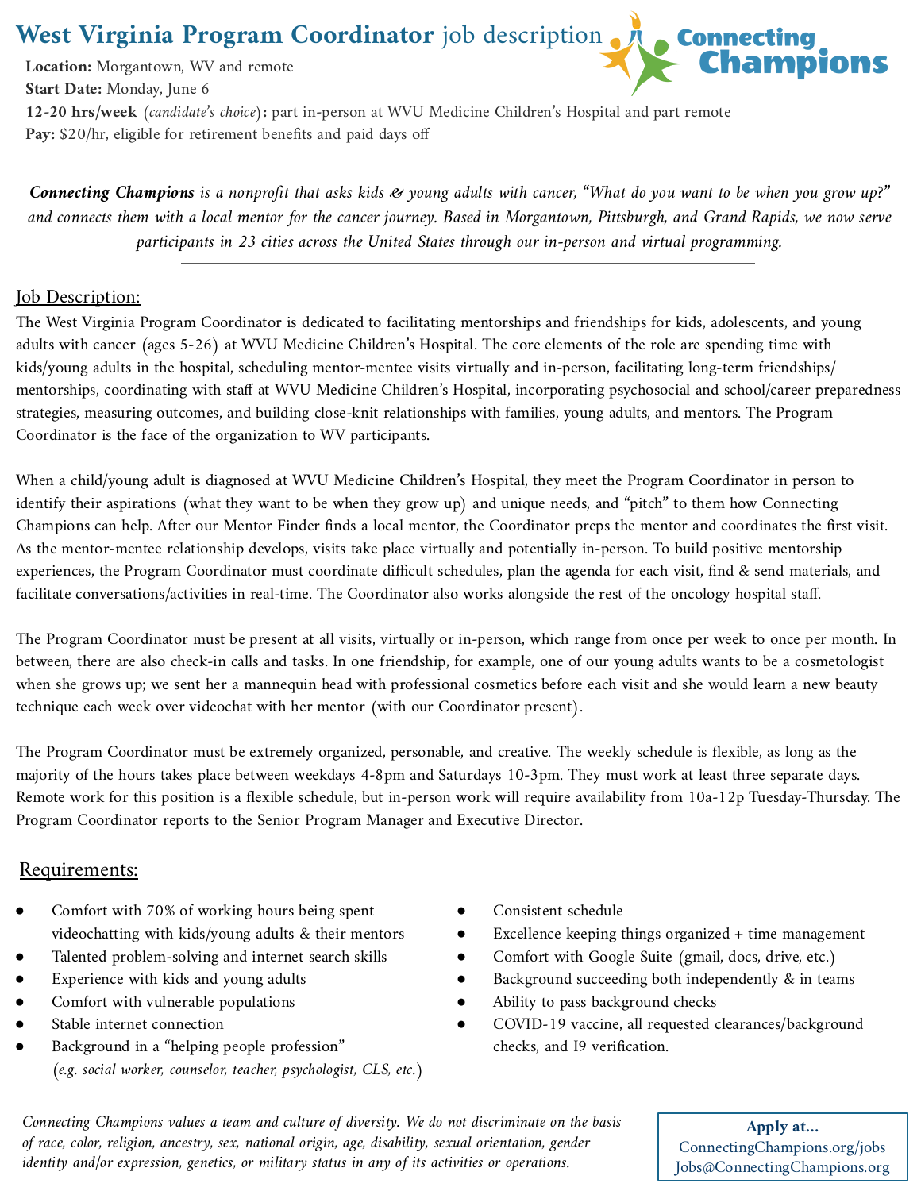# West Virginia Program Coordinator job description

Connecting Champions

**Location:** Morgantown, WV and remote
**Start Date:** Monday, June 6
**12-20 hrs/week** (*candidate's choice*)**:** part in-person at WVU Medicine Children's Hospital and part remote
**Pay:** $20/hr, eligible for retirement benefits and paid days off

---

*__Connecting Champions__ is a nonprofit that asks kids & young adults with cancer, "What do you want to be when you grow up?" and connects them with a local mentor for the cancer journey. Based in Morgantown, Pittsburgh, and Grand Rapids, we now serve participants in 23 cities across the United States through our in-person and virtual programming.*

---

## Job Description:

The West Virginia Program Coordinator is dedicated to facilitating mentorships and friendships for kids, adolescents, and young adults with cancer (ages 5-26) at WVU Medicine Children's Hospital. The core elements of the role are spending time with kids/young adults in the hospital, scheduling mentor-mentee visits virtually and in-person, facilitating long-term friendships/mentorships, coordinating with staff at WVU Medicine Children's Hospital, incorporating psychosocial and school/career preparedness strategies, measuring outcomes, and building close-knit relationships with families, young adults, and mentors. The Program Coordinator is the face of the organization to WV participants.

When a child/young adult is diagnosed at WVU Medicine Children's Hospital, they meet the Program Coordinator in person to identify their aspirations (what they want to be when they grow up) and unique needs, and "pitch" to them how Connecting Champions can help. After our Mentor Finder finds a local mentor, the Coordinator preps the mentor and coordinates the first visit. As the mentor-mentee relationship develops, visits take place virtually and potentially in-person. To build positive mentorship experiences, the Program Coordinator must coordinate difficult schedules, plan the agenda for each visit, find & send materials, and facilitate conversations/activities in real-time. The Coordinator also works alongside the rest of the oncology hospital staff.

The Program Coordinator must be present at all visits, virtually or in-person, which range from once per week to once per month. In between, there are also check-in calls and tasks. In one friendship, for example, one of our young adults wants to be a cosmetologist when she grows up; we sent her a mannequin head with professional cosmetics before each visit and she would learn a new beauty technique each week over videochat with her mentor (with our Coordinator present).

The Program Coordinator must be extremely organized, personable, and creative. The weekly schedule is flexible, as long as the majority of the hours takes place between weekdays 4-8pm and Saturdays 10-3pm. They must work at least three separate days. Remote work for this position is a flexible schedule, but in-person work will require availability from 10a-12p Tuesday-Thursday. The Program Coordinator reports to the Senior Program Manager and Executive Director.

## Requirements:

- Comfort with 70% of working hours being spent videochatting with kids/young adults & their mentors
- Talented problem-solving and internet search skills
- Experience with kids and young adults
- Comfort with vulnerable populations
- Stable internet connection
- Background in a "helping people profession" (*e.g. social worker, counselor, teacher, psychologist, CLS, etc.*)
- Consistent schedule
- Excellence keeping things organized + time management
- Comfort with Google Suite (gmail, docs, drive, etc.)
- Background succeeding both independently & in teams
- Ability to pass background checks
- COVID-19 vaccine, all requested clearances/background checks, and I9 verification.

*Connecting Champions values a team and culture of diversity. We do not discriminate on the basis of race, color, religion, ancestry, sex, national origin, age, disability, sexual orientation, gender identity and/or expression, genetics, or military status in any of its activities or operations.*

**Apply at...**
ConnectingChampions.org/jobs
Jobs@ConnectingChampions.org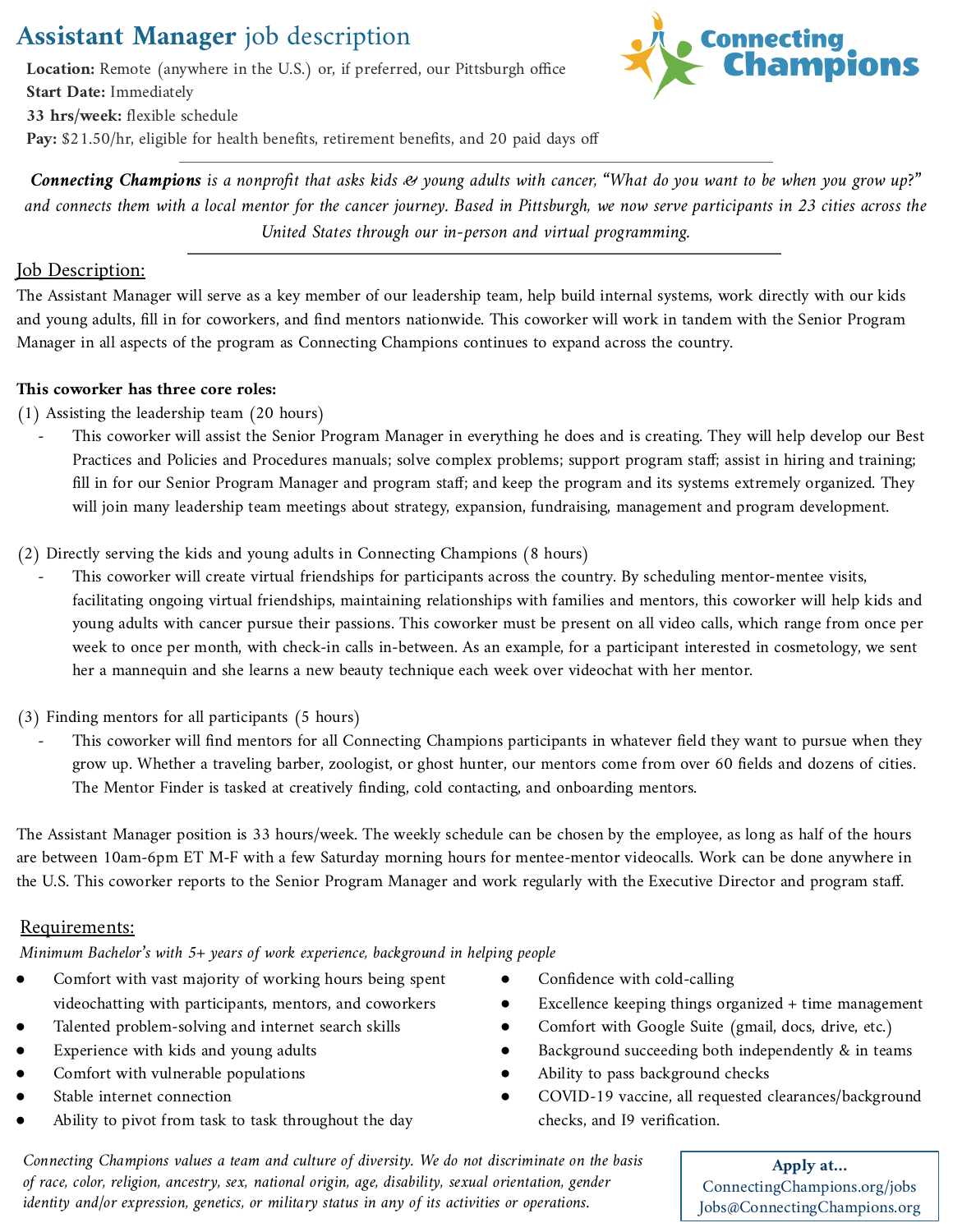# **Assistant Manager** job description

**Location:** Remote (anywhere in the U.S.) or, if preferred, our Pittsburgh office
**Start Date:** Immediately
**33 hrs/week:** flexible schedule
**Pay:** $21.50/hr, eligible for health benefits, retirement benefits, and 20 paid days off

Connecting Champions

---

*__Connecting Champions__ is a nonprofit that asks kids & young adults with cancer, "What do you want to be when you grow up?" and connects them with a local mentor for the cancer journey. Based in Pittsburgh, we now serve participants in 23 cities across the United States through our in-person and virtual programming.*

---

## Job Description:

The Assistant Manager will serve as a key member of our leadership team, help build internal systems, work directly with our kids and young adults, fill in for coworkers, and find mentors nationwide. This coworker will work in tandem with the Senior Program Manager in all aspects of the program as Connecting Champions continues to expand across the country.

**This coworker has three core roles:**

(1) Assisting the leadership team (20 hours)
- This coworker will assist the Senior Program Manager in everything he does and is creating. They will help develop our Best Practices and Policies and Procedures manuals; solve complex problems; support program staff; assist in hiring and training; fill in for our Senior Program Manager and program staff; and keep the program and its systems extremely organized. They will join many leadership team meetings about strategy, expansion, fundraising, management and program development.

(2) Directly serving the kids and young adults in Connecting Champions (8 hours)
- This coworker will create virtual friendships for participants across the country. By scheduling mentor-mentee visits, facilitating ongoing virtual friendships, maintaining relationships with families and mentors, this coworker will help kids and young adults with cancer pursue their passions. This coworker must be present on all video calls, which range from once per week to once per month, with check-in calls in-between. As an example, for a participant interested in cosmetology, we sent her a mannequin and she learns a new beauty technique each week over videochat with her mentor.

(3) Finding mentors for all participants (5 hours)
- This coworker will find mentors for all Connecting Champions participants in whatever field they want to pursue when they grow up. Whether a traveling barber, zoologist, or ghost hunter, our mentors come from over 60 fields and dozens of cities. The Mentor Finder is tasked at creatively finding, cold contacting, and onboarding mentors.

The Assistant Manager position is 33 hours/week. The weekly schedule can be chosen by the employee, as long as half of the hours are between 10am-6pm ET M-F with a few Saturday morning hours for mentee-mentor videocalls. Work can be done anywhere in the U.S. This coworker reports to the Senior Program Manager and work regularly with the Executive Director and program staff.

## Requirements:

*Minimum Bachelor's with 5+ years of work experience, background in helping people*

- Comfort with vast majority of working hours being spent videochatting with participants, mentors, and coworkers
- Talented problem-solving and internet search skills
- Experience with kids and young adults
- Comfort with vulnerable populations
- Stable internet connection
- Ability to pivot from task to task throughout the day
- Confidence with cold-calling
- Excellence keeping things organized + time management
- Comfort with Google Suite (gmail, docs, drive, etc.)
- Background succeeding both independently & in teams
- Ability to pass background checks
- COVID-19 vaccine, all requested clearances/background checks, and I9 verification.

*Connecting Champions values a team and culture of diversity. We do not discriminate on the basis of race, color, religion, ancestry, sex, national origin, age, disability, sexual orientation, gender identity and/or expression, genetics, or military status in any of its activities or operations.*

**Apply at...**
ConnectingChampions.org/jobs
Jobs@ConnectingChampions.org